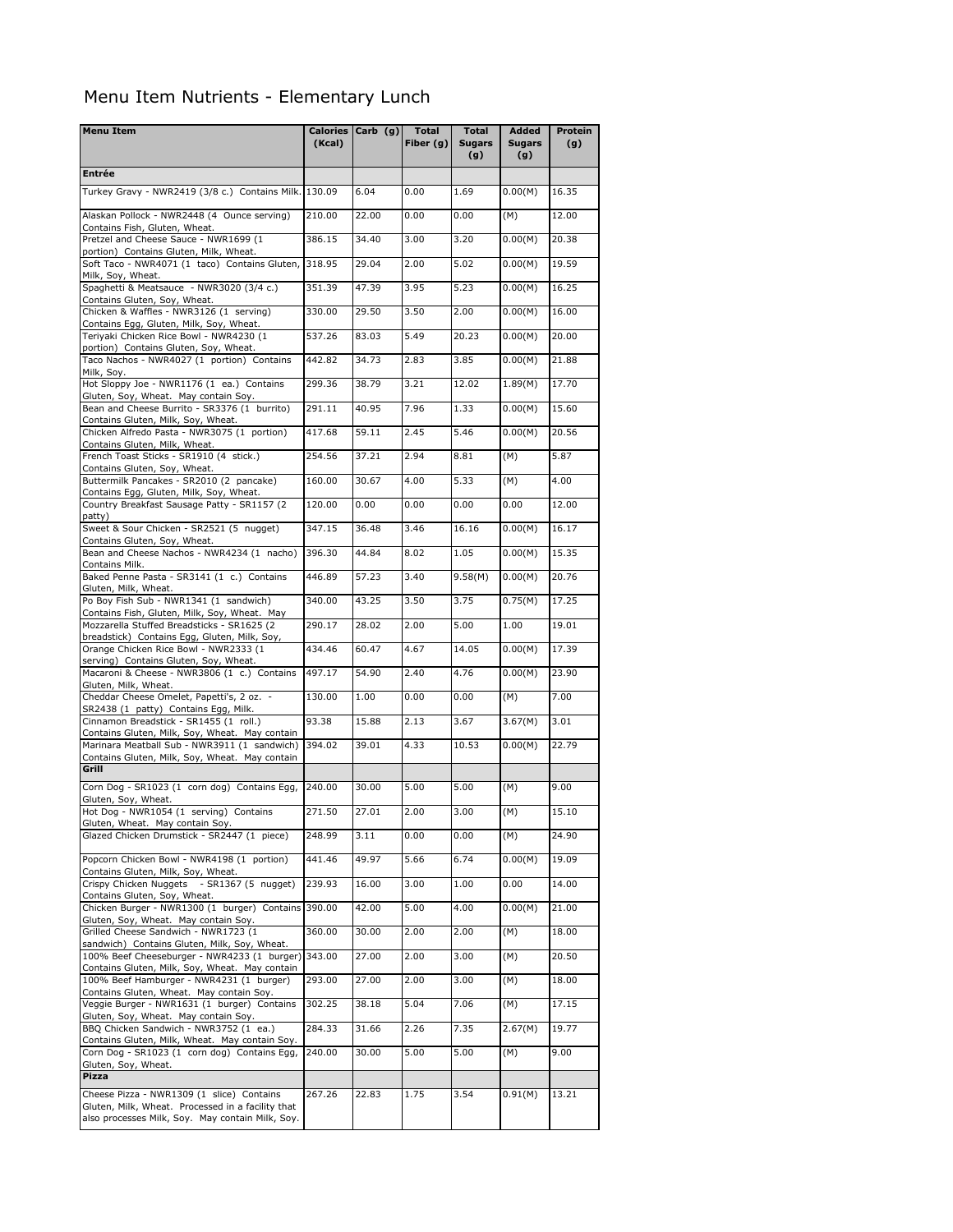# Menu Item Nutrients - Elementary Lunch

| Menu Item | Calories (Kcal) | Carb (g) | Total Fiber (g) | Total Sugars (g) | Added Sugars (g) | Protein (g) |
|---|---|---|---|---|---|---|
| **Entrée** | | | | | | |
| Turkey Gravy - NWR2419 (3/8 c.) Contains Milk. | 130.09 | 6.04 | 0.00 | 1.69 | 0.00(M) | 16.35 |
| Alaskan Pollock - NWR2448 (4 Ounce serving) Contains Fish, Gluten, Wheat. | 210.00 | 22.00 | 0.00 | 0.00 | (M) | 12.00 |
| Pretzel and Cheese Sauce - NWR1699 (1 portion) Contains Gluten, Milk, Wheat. | 386.15 | 34.40 | 3.00 | 3.20 | 0.00(M) | 20.38 |
| Soft Taco - NWR4071 (1 taco) Contains Gluten, Milk, Soy, Wheat. | 318.95 | 29.04 | 2.00 | 5.02 | 0.00(M) | 19.59 |
| Spaghetti & Meatsauce - NWR3020 (3/4 c.) Contains Gluten, Soy, Wheat. | 351.39 | 47.39 | 3.95 | 5.23 | 0.00(M) | 16.25 |
| Chicken & Waffles - NWR3126 (1 serving) Contains Egg, Gluten, Milk, Soy, Wheat. | 330.00 | 29.50 | 3.50 | 2.00 | 0.00(M) | 16.00 |
| Teriyaki Chicken Rice Bowl - NWR4230 (1 portion) Contains Gluten, Soy, Wheat. | 537.26 | 83.03 | 5.49 | 20.23 | 0.00(M) | 20.00 |
| Taco Nachos - NWR4027 (1 portion) Contains Milk, Soy. | 442.82 | 34.73 | 2.83 | 3.85 | 0.00(M) | 21.88 |
| Hot Sloppy Joe - NWR1176 (1 ea.) Contains Gluten, Soy, Wheat. May contain Soy. | 299.36 | 38.79 | 3.21 | 12.02 | 1.89(M) | 17.70 |
| Bean and Cheese Burrito - SR3376 (1 burrito) Contains Gluten, Milk, Soy, Wheat. | 291.11 | 40.95 | 7.96 | 1.33 | 0.00(M) | 15.60 |
| Chicken Alfredo Pasta - NWR3075 (1 portion) Contains Gluten, Milk, Wheat. | 417.68 | 59.11 | 2.45 | 5.46 | 0.00(M) | 20.56 |
| French Toast Sticks - SR1910 (4 stick.) Contains Gluten, Soy, Wheat. | 254.56 | 37.21 | 2.94 | 8.81 | (M) | 5.87 |
| Buttermilk Pancakes - SR2010 (2 pancake) Contains Egg, Gluten, Milk, Soy, Wheat. | 160.00 | 30.67 | 4.00 | 5.33 | (M) | 4.00 |
| Country Breakfast Sausage Patty - SR1157 (2 patty) | 120.00 | 0.00 | 0.00 | 0.00 | 0.00 | 12.00 |
| Sweet & Sour Chicken - SR2521 (5 nugget) Contains Gluten, Soy, Wheat. | 347.15 | 36.48 | 3.46 | 16.16 | 0.00(M) | 16.17 |
| Bean and Cheese Nachos - NWR4234 (1 nacho) Contains Milk. | 396.30 | 44.84 | 8.02 | 1.05 | 0.00(M) | 15.35 |
| Baked Penne Pasta - SR3141 (1 c.) Contains Gluten, Milk, Wheat. | 446.89 | 57.23 | 3.40 | 9.58(M) | 0.00(M) | 20.76 |
| Po Boy Fish Sub - NWR1341 (1 sandwich) Contains Fish, Gluten, Milk, Soy, Wheat. May | 340.00 | 43.25 | 3.50 | 3.75 | 0.75(M) | 17.25 |
| Mozzarella Stuffed Breadsticks - SR1625 (2 breadstick) Contains Egg, Gluten, Milk, Soy, | 290.17 | 28.02 | 2.00 | 5.00 | 1.00 | 19.01 |
| Orange Chicken Rice Bowl - NWR2333 (1 serving) Contains Gluten, Soy, Wheat. | 434.46 | 60.47 | 4.67 | 14.05 | 0.00(M) | 17.39 |
| Macaroni & Cheese - NWR3806 (1 c.) Contains Gluten, Milk, Wheat. | 497.17 | 54.90 | 2.40 | 4.76 | 0.00(M) | 23.90 |
| Cheddar Cheese Omelet, Papetti's, 2 oz. - SR2438 (1 patty) Contains Egg, Milk. | 130.00 | 1.00 | 0.00 | 0.00 | (M) | 7.00 |
| Cinnamon Breadstick - SR1455 (1 roll.) Contains Gluten, Milk, Soy, Wheat. May contain | 93.38 | 15.88 | 2.13 | 3.67 | 3.67(M) | 3.01 |
| Marinara Meatball Sub - NWR3911 (1 sandwich) Contains Gluten, Milk, Soy, Wheat. May contain | 394.02 | 39.01 | 4.33 | 10.53 | 0.00(M) | 22.79 |
| **Grill** | | | | | | |
| Corn Dog - SR1023 (1 corn dog) Contains Egg, Gluten, Soy, Wheat. | 240.00 | 30.00 | 5.00 | 5.00 | (M) | 9.00 |
| Hot Dog - NWR1054 (1 serving) Contains Gluten, Wheat. May contain Soy. | 271.50 | 27.01 | 2.00 | 3.00 | (M) | 15.10 |
| Glazed Chicken Drumstick - SR2447 (1 piece) | 248.99 | 3.11 | 0.00 | 0.00 | (M) | 24.90 |
| Popcorn Chicken Bowl - NWR4198 (1 portion) Contains Gluten, Milk, Soy, Wheat. | 441.46 | 49.97 | 5.66 | 6.74 | 0.00(M) | 19.09 |
| Crispy Chicken Nuggets - SR1367 (5 nugget) Contains Gluten, Soy, Wheat. | 239.93 | 16.00 | 3.00 | 1.00 | 0.00 | 14.00 |
| Chicken Burger - NWR1300 (1 burger) Contains Gluten, Soy, Wheat. May contain Soy. | 390.00 | 42.00 | 5.00 | 4.00 | 0.00(M) | 21.00 |
| Grilled Cheese Sandwich - NWR1723 (1 sandwich) Contains Gluten, Milk, Soy, Wheat. | 360.00 | 30.00 | 2.00 | 2.00 | (M) | 18.00 |
| 100% Beef Cheeseburger - NWR4233 (1 burger) Contains Gluten, Milk, Soy, Wheat. May contain | 343.00 | 27.00 | 2.00 | 3.00 | (M) | 20.50 |
| 100% Beef Hamburger - NWR4231 (1 burger) Contains Gluten, Wheat. May contain Soy. | 293.00 | 27.00 | 2.00 | 3.00 | (M) | 18.00 |
| Veggie Burger - NWR1631 (1 burger) Contains Gluten, Soy, Wheat. May contain Soy. | 302.25 | 38.18 | 5.04 | 7.06 | (M) | 17.15 |
| BBQ Chicken Sandwich - NWR3752 (1 ea.) Contains Gluten, Milk, Wheat. May contain Soy. | 284.33 | 31.66 | 2.26 | 7.35 | 2.67(M) | 19.77 |
| Corn Dog - SR1023 (1 corn dog) Contains Egg, Gluten, Soy, Wheat. | 240.00 | 30.00 | 5.00 | 5.00 | (M) | 9.00 |
| **Pizza** | | | | | | |
| Cheese Pizza - NWR1309 (1 slice) Contains Gluten, Milk, Wheat. Processed in a facility that also processes Milk, Soy. May contain Milk, Soy. | 267.26 | 22.83 | 1.75 | 3.54 | 0.91(M) | 13.21 |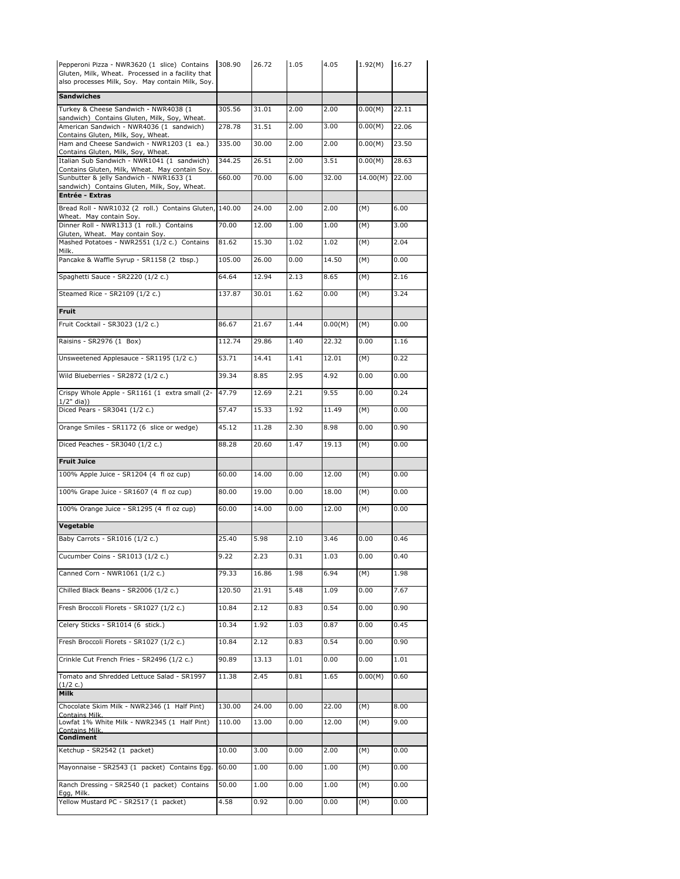| | | | | | | |
|---|---|---|---|---|---|---|
| Pepperoni Pizza - NWR3620 (1 slice) Contains Gluten, Milk, Wheat. Processed in a facility that also processes Milk, Soy. May contain Milk, Soy. | 308.90 | 26.72 | 1.05 | 4.05 | 1.92(M) | 16.27 |
| **Sandwiches** | | | | | | |
| Turkey & Cheese Sandwich - NWR4038 (1 sandwich) Contains Gluten, Milk, Soy, Wheat. | 305.56 | 31.01 | 2.00 | 2.00 | 0.00(M) | 22.11 |
| American Sandwich - NWR4036 (1 sandwich) Contains Gluten, Milk, Soy, Wheat. | 278.78 | 31.51 | 2.00 | 3.00 | 0.00(M) | 22.06 |
| Ham and Cheese Sandwich - NWR1203 (1 ea.) Contains Gluten, Milk, Soy, Wheat. | 335.00 | 30.00 | 2.00 | 2.00 | 0.00(M) | 23.50 |
| Italian Sub Sandwich - NWR1041 (1 sandwich) Contains Gluten, Milk, Wheat. May contain Soy. | 344.25 | 26.51 | 2.00 | 3.51 | 0.00(M) | 28.63 |
| Sunbutter & jelly Sandwich - NWR1633 (1 sandwich) Contains Gluten, Milk, Soy, Wheat. | 660.00 | 70.00 | 6.00 | 32.00 | 14.00(M) | 22.00 |
| **Entrée - Extras** | | | | | | |
| Bread Roll - NWR1032 (2 roll.) Contains Gluten, Wheat. May contain Soy. | 140.00 | 24.00 | 2.00 | 2.00 | (M) | 6.00 |
| Dinner Roll - NWR1313 (1 roll.) Contains Gluten, Wheat. May contain Soy. | 70.00 | 12.00 | 1.00 | 1.00 | (M) | 3.00 |
| Mashed Potatoes - NWR2551 (1/2 c.) Contains Milk. | 81.62 | 15.30 | 1.02 | 1.02 | (M) | 2.04 |
| Pancake & Waffle Syrup - SR1158 (2 tbsp.) | 105.00 | 26.00 | 0.00 | 14.50 | (M) | 0.00 |
| Spaghetti Sauce - SR2220 (1/2 c.) | 64.64 | 12.94 | 2.13 | 8.65 | (M) | 2.16 |
| Steamed Rice - SR2109 (1/2 c.) | 137.87 | 30.01 | 1.62 | 0.00 | (M) | 3.24 |
| **Fruit** | | | | | | |
| Fruit Cocktail - SR3023 (1/2 c.) | 86.67 | 21.67 | 1.44 | 0.00(M) | (M) | 0.00 |
| Raisins - SR2976 (1 Box) | 112.74 | 29.86 | 1.40 | 22.32 | 0.00 | 1.16 |
| Unsweetened Applesauce - SR1195 (1/2 c.) | 53.71 | 14.41 | 1.41 | 12.01 | (M) | 0.22 |
| Wild Blueberries - SR2872 (1/2 c.) | 39.34 | 8.85 | 2.95 | 4.92 | 0.00 | 0.00 |
| Crispy Whole Apple - SR1161 (1 extra small (2-1/2" dia)) | 47.79 | 12.69 | 2.21 | 9.55 | 0.00 | 0.24 |
| Diced Pears - SR3041 (1/2 c.) | 57.47 | 15.33 | 1.92 | 11.49 | (M) | 0.00 |
| Orange Smiles - SR1172 (6 slice or wedge) | 45.12 | 11.28 | 2.30 | 8.98 | 0.00 | 0.90 |
| Diced Peaches - SR3040 (1/2 c.) | 88.28 | 20.60 | 1.47 | 19.13 | (M) | 0.00 |
| **Fruit Juice** | | | | | | |
| 100% Apple Juice - SR1204 (4 fl oz cup) | 60.00 | 14.00 | 0.00 | 12.00 | (M) | 0.00 |
| 100% Grape Juice - SR1607 (4 fl oz cup) | 80.00 | 19.00 | 0.00 | 18.00 | (M) | 0.00 |
| 100% Orange Juice - SR1295 (4 fl oz cup) | 60.00 | 14.00 | 0.00 | 12.00 | (M) | 0.00 |
| **Vegetable** | | | | | | |
| Baby Carrots - SR1016 (1/2 c.) | 25.40 | 5.98 | 2.10 | 3.46 | 0.00 | 0.46 |
| Cucumber Coins - SR1013 (1/2 c.) | 9.22 | 2.23 | 0.31 | 1.03 | 0.00 | 0.40 |
| Canned Corn - NWR1061 (1/2 c.) | 79.33 | 16.86 | 1.98 | 6.94 | (M) | 1.98 |
| Chilled Black Beans - SR2006 (1/2 c.) | 120.50 | 21.91 | 5.48 | 1.09 | 0.00 | 7.67 |
| Fresh Broccoli Florets - SR1027 (1/2 c.) | 10.84 | 2.12 | 0.83 | 0.54 | 0.00 | 0.90 |
| Celery Sticks - SR1014 (6 stick.) | 10.34 | 1.92 | 1.03 | 0.87 | 0.00 | 0.45 |
| Fresh Broccoli Florets - SR1027 (1/2 c.) | 10.84 | 2.12 | 0.83 | 0.54 | 0.00 | 0.90 |
| Crinkle Cut French Fries - SR2496 (1/2 c.) | 90.89 | 13.13 | 1.01 | 0.00 | 0.00 | 1.01 |
| Tomato and Shredded Lettuce Salad - SR1997 (1/2 c.) | 11.38 | 2.45 | 0.81 | 1.65 | 0.00(M) | 0.60 |
| **Milk** | | | | | | |
| Chocolate Skim Milk - NWR2346 (1 Half Pint) Contains Milk. | 130.00 | 24.00 | 0.00 | 22.00 | (M) | 8.00 |
| Lowfat 1% White Milk - NWR2345 (1 Half Pint) Contains Milk. | 110.00 | 13.00 | 0.00 | 12.00 | (M) | 9.00 |
| **Condiment** | | | | | | |
| Ketchup - SR2542 (1 packet) | 10.00 | 3.00 | 0.00 | 2.00 | (M) | 0.00 |
| Mayonnaise - SR2543 (1 packet) Contains Egg. | 60.00 | 1.00 | 0.00 | 1.00 | (M) | 0.00 |
| Ranch Dressing - SR2540 (1 packet) Contains Egg, Milk. | 50.00 | 1.00 | 0.00 | 1.00 | (M) | 0.00 |
| Yellow Mustard PC - SR2517 (1 packet) | 4.58 | 0.92 | 0.00 | 0.00 | (M) | 0.00 |